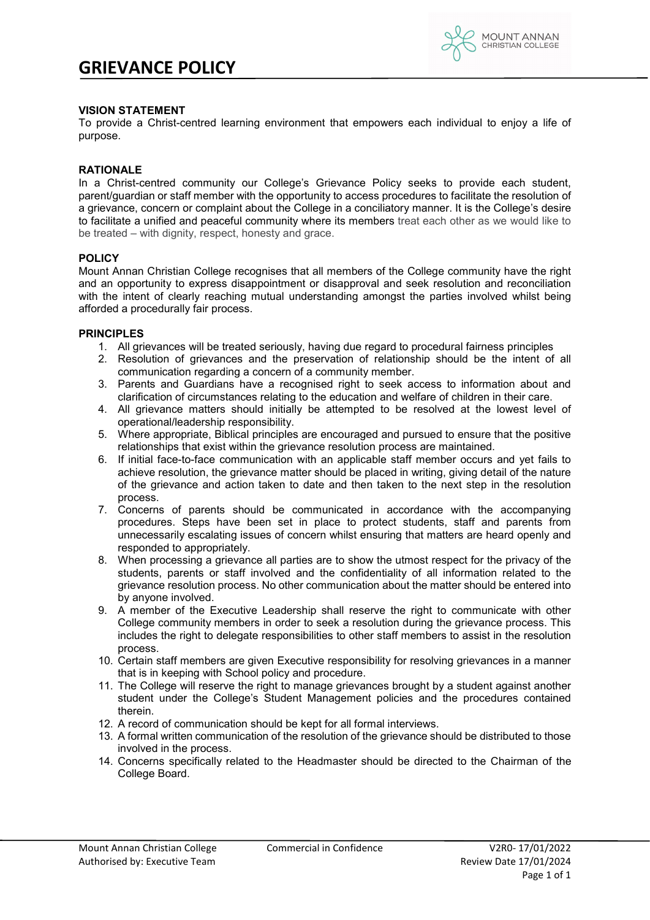# GRIEVANCE POLICY

**VISION STATEMENT**

To provide a Christ-centred learning environment that empowers each individual to enjoy a life of purpose.

**RATIONALE**

In a Christ-centred community our College's Grievance Policy seeks to provide each student, parent/guardian or staff member with the opportunity to access procedures to facilitate the resolution of a grievance, concern or complaint about the College in a conciliatory manner. It is the College's desire to facilitate a unified and peaceful community where its members treat each other as we would like to be treated – with dignity, respect, honesty and grace.

**POLICY**

Mount Annan Christian College recognises that all members of the College community have the right and an opportunity to express disappointment or disapproval and seek resolution and reconciliation with the intent of clearly reaching mutual understanding amongst the parties involved whilst being afforded a procedurally fair process.

**PRINCIPLES**

1. All grievances will be treated seriously, having due regard to procedural fairness principles
2. Resolution of grievances and the preservation of relationship should be the intent of all communication regarding a concern of a community member.
3. Parents and Guardians have a recognised right to seek access to information about and clarification of circumstances relating to the education and welfare of children in their care.
4. All grievance matters should initially be attempted to be resolved at the lowest level of operational/leadership responsibility.
5. Where appropriate, Biblical principles are encouraged and pursued to ensure that the positive relationships that exist within the grievance resolution process are maintained.
6. If initial face-to-face communication with an applicable staff member occurs and yet fails to achieve resolution, the grievance matter should be placed in writing, giving detail of the nature of the grievance and action taken to date and then taken to the next step in the resolution process.
7. Concerns of parents should be communicated in accordance with the accompanying procedures. Steps have been set in place to protect students, staff and parents from unnecessarily escalating issues of concern whilst ensuring that matters are heard openly and responded to appropriately.
8. When processing a grievance all parties are to show the utmost respect for the privacy of the students, parents or staff involved and the confidentiality of all information related to the grievance resolution process. No other communication about the matter should be entered into by anyone involved.
9. A member of the Executive Leadership shall reserve the right to communicate with other College community members in order to seek a resolution during the grievance process. This includes the right to delegate responsibilities to other staff members to assist in the resolution process.
10. Certain staff members are given Executive responsibility for resolving grievances in a manner that is in keeping with School policy and procedure.
11. The College will reserve the right to manage grievances brought by a student against another student under the College's Student Management policies and the procedures contained therein.
12. A record of communication should be kept for all formal interviews.
13. A formal written communication of the resolution of the grievance should be distributed to those involved in the process.
14. Concerns specifically related to the Headmaster should be directed to the Chairman of the College Board.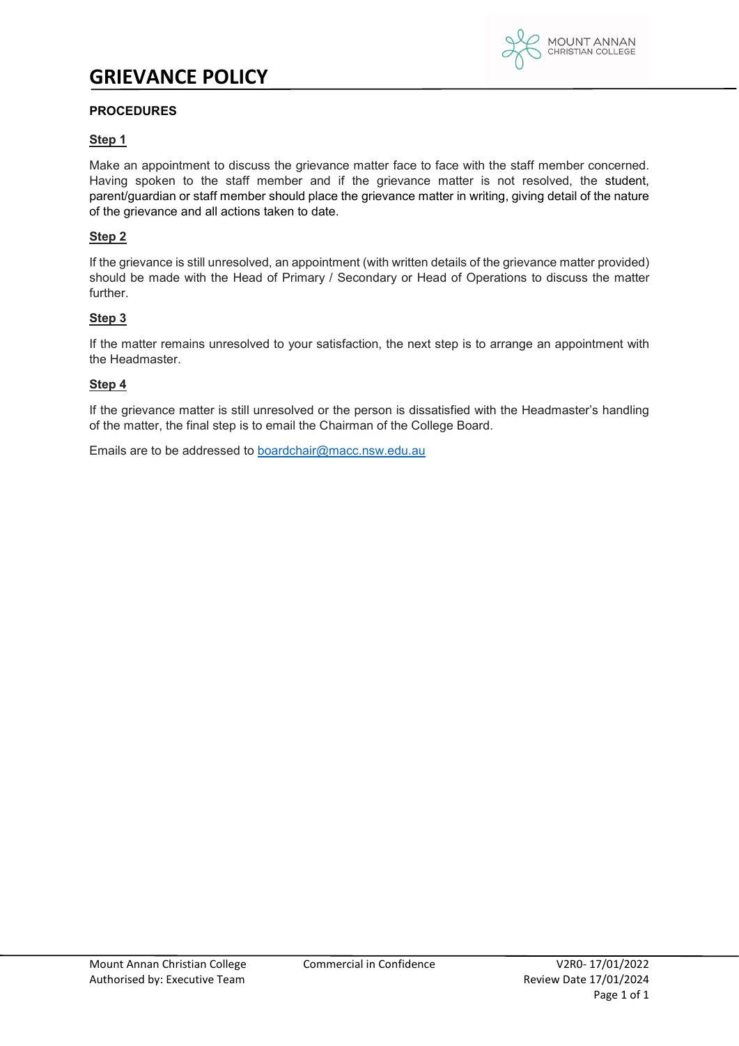# GRIEVANCE POLICY

**PROCEDURES**

**Step 1**

Make an appointment to discuss the grievance matter face to face with the staff member concerned. Having spoken to the staff member and if the grievance matter is not resolved, the student, parent/guardian or staff member should place the grievance matter in writing, giving detail of the nature of the grievance and all actions taken to date.

**Step 2**

If the grievance is still unresolved, an appointment (with written details of the grievance matter provided) should be made with the Head of Primary / Secondary or Head of Operations to discuss the matter further.

**Step 3**

If the matter remains unresolved to your satisfaction, the next step is to arrange an appointment with the Headmaster.

**Step 4**

If the grievance matter is still unresolved or the person is dissatisfied with the Headmaster's handling of the matter, the final step is to email the Chairman of the College Board.

Emails are to be addressed to boardchair@macc.nsw.edu.au